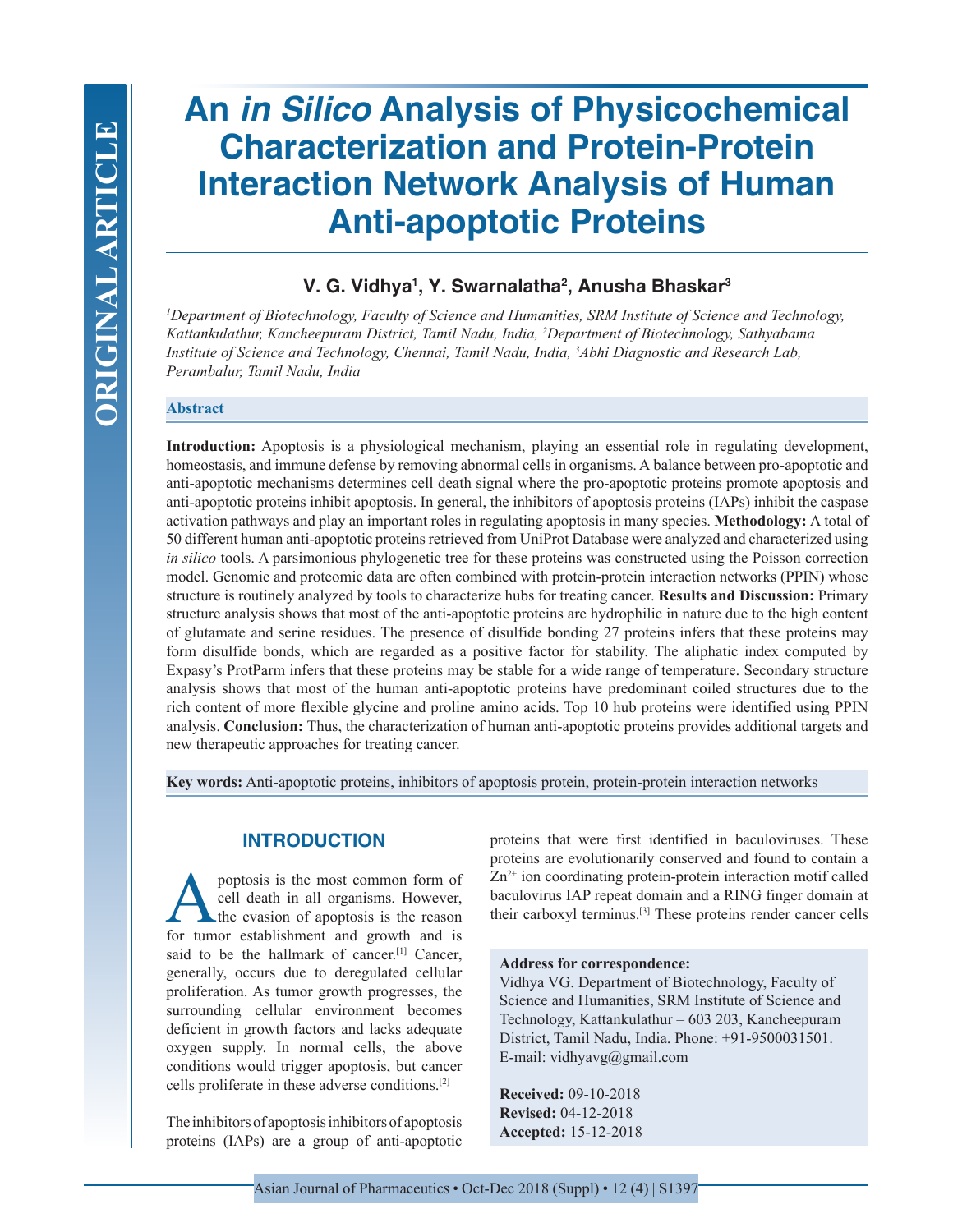# An *in Silico* Analysis of Physicochemical Characterization and Protein-Protein Interaction Network Analysis of Human Anti-apoptotic Proteins

**V. G. Vidhya[1], Y. Swarnalatha[2], Anusha Bhaskar[3]**

*[1]Department of Biotechnology, Faculty of Science and Humanities, SRM Institute of Science and Technology, Kattankulathur, Kancheepuram District, Tamil Nadu, India, [2]Department of Biotechnology, Sathyabama Institute of Science and Technology, Chennai, Tamil Nadu, India, [3]Abhi Diagnostic and Research Lab, Perambalur, Tamil Nadu, India*

## Abstract

**Introduction:** Apoptosis is a physiological mechanism, playing an essential role in regulating development, homeostasis, and immune defense by removing abnormal cells in organisms. A balance between pro-apoptotic and anti-apoptotic mechanisms determines cell death signal where the pro-apoptotic proteins promote apoptosis and anti-apoptotic proteins inhibit apoptosis. In general, the inhibitors of apoptosis proteins (IAPs) inhibit the caspase activation pathways and play an important roles in regulating apoptosis in many species. **Methodology:** A total of 50 different human anti-apoptotic proteins retrieved from UniProt Database were analyzed and characterized using *in silico* tools. A parsimonious phylogenetic tree for these proteins was constructed using the Poisson correction model. Genomic and proteomic data are often combined with protein-protein interaction networks (PPIN) whose structure is routinely analyzed by tools to characterize hubs for treating cancer. **Results and Discussion:** Primary structure analysis shows that most of the anti-apoptotic proteins are hydrophilic in nature due to the high content of glutamate and serine residues. The presence of disulfide bonding 27 proteins infers that these proteins may form disulfide bonds, which are regarded as a positive factor for stability. The aliphatic index computed by Expasy's ProtParm infers that these proteins may be stable for a wide range of temperature. Secondary structure analysis shows that most of the human anti-apoptotic proteins have predominant coiled structures due to the rich content of more flexible glycine and proline amino acids. Top 10 hub proteins were identified using PPIN analysis. **Conclusion:** Thus, the characterization of human anti-apoptotic proteins provides additional targets and new therapeutic approaches for treating cancer.

**Key words:** Anti-apoptotic proteins, inhibitors of apoptosis protein, protein-protein interaction networks

## INTRODUCTION

Apoptosis is the most common form of cell death in all organisms. However, the evasion of apoptosis is the reason for tumor establishment and growth and is said to be the hallmark of cancer.[1] Cancer, generally, occurs due to deregulated cellular proliferation. As tumor growth progresses, the surrounding cellular environment becomes deficient in growth factors and lacks adequate oxygen supply. In normal cells, the above conditions would trigger apoptosis, but cancer cells proliferate in these adverse conditions.[2]

The inhibitors of apoptosis inhibitors of apoptosis proteins (IAPs) are a group of anti-apoptotic proteins that were first identified in baculoviruses. These proteins are evolutionarily conserved and found to contain a $Zn^{2+}$ ion coordinating protein-protein interaction motif called baculovirus IAP repeat domain and a RING finger domain at their carboxyl terminus.[3] These proteins render cancer cells

**Address for correspondence:**
Vidhya VG. Department of Biotechnology, Faculty of Science and Humanities, SRM Institute of Science and Technology, Kattankulathur – 603 203, Kancheepuram District, Tamil Nadu, India. Phone: +91-9500031501. E-mail: vidhyavg@gmail.com

**Received:** 09-10-2018
**Revised:** 04-12-2018
**Accepted:** 15-12-2018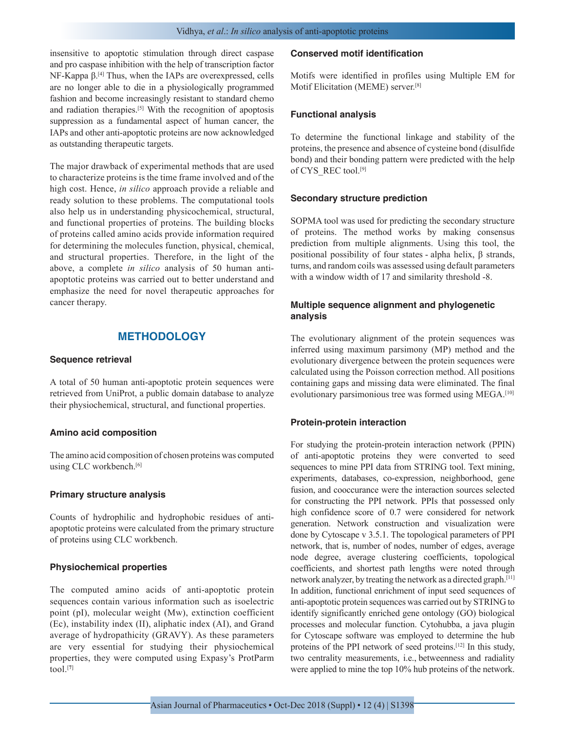insensitive to apoptotic stimulation through direct caspase and pro caspase inhibition with the help of transcription factor NF-Kappa β.[4] Thus, when the IAPs are overexpressed, cells are no longer able to die in a physiologically programmed fashion and become increasingly resistant to standard chemo and radiation therapies.[5] With the recognition of apoptosis suppression as a fundamental aspect of human cancer, the IAPs and other anti-apoptotic proteins are now acknowledged as outstanding therapeutic targets.

The major drawback of experimental methods that are used to characterize proteins is the time frame involved and of the high cost. Hence, *in silico* approach provide a reliable and ready solution to these problems. The computational tools also help us in understanding physicochemical, structural, and functional properties of proteins. The building blocks of proteins called amino acids provide information required for determining the molecules function, physical, chemical, and structural properties. Therefore, in the light of the above, a complete *in silico* analysis of 50 human anti-apoptotic proteins was carried out to better understand and emphasize the need for novel therapeutic approaches for cancer therapy.

## METHODOLOGY

### Sequence retrieval

A total of 50 human anti-apoptotic protein sequences were retrieved from UniProt, a public domain database to analyze their physiochemical, structural, and functional properties.

### Amino acid composition

The amino acid composition of chosen proteins was computed using CLC workbench.[6]

### Primary structure analysis

Counts of hydrophilic and hydrophobic residues of anti-apoptotic proteins were calculated from the primary structure of proteins using CLC workbench.

### Physiochemical properties

The computed amino acids of anti-apoptotic protein sequences contain various information such as isoelectric point (pI), molecular weight (Mw), extinction coefficient (Ec), instability index (II), aliphatic index (AI), and Grand average of hydropathicity (GRAVY). As these parameters are very essential for studying their physiochemical properties, they were computed using Expasy's ProtParm tool.[7]

### Conserved motif identification

Motifs were identified in profiles using Multiple EM for Motif Elicitation (MEME) server.[8]

### Functional analysis

To determine the functional linkage and stability of the proteins, the presence and absence of cysteine bond (disulfide bond) and their bonding pattern were predicted with the help of CYS_REC tool.[9]

### Secondary structure prediction

SOPMA tool was used for predicting the secondary structure of proteins. The method works by making consensus prediction from multiple alignments. Using this tool, the positional possibility of four states - alpha helix, β strands, turns, and random coils was assessed using default parameters with a window width of 17 and similarity threshold -8.

### Multiple sequence alignment and phylogenetic analysis

The evolutionary alignment of the protein sequences was inferred using maximum parsimony (MP) method and the evolutionary divergence between the protein sequences were calculated using the Poisson correction method. All positions containing gaps and missing data were eliminated. The final evolutionary parsimonious tree was formed using MEGA.[10]

### Protein-protein interaction

For studying the protein-protein interaction network (PPIN) of anti-apoptotic proteins they were converted to seed sequences to mine PPI data from STRING tool. Text mining, experiments, databases, co-expression, neighborhood, gene fusion, and cooccurance were the interaction sources selected for constructing the PPI network. PPIs that possessed only high confidence score of 0.7 were considered for network generation. Network construction and visualization were done by Cytoscape v 3.5.1. The topological parameters of PPI network, that is, number of nodes, number of edges, average node degree, average clustering coefficients, topological coefficients, and shortest path lengths were noted through network analyzer, by treating the network as a directed graph.[11] In addition, functional enrichment of input seed sequences of anti-apoptotic protein sequences was carried out by STRING to identify significantly enriched gene ontology (GO) biological processes and molecular function. Cytohubba, a java plugin for Cytoscape software was employed to determine the hub proteins of the PPI network of seed proteins.[12] In this study, two centrality measurements, i.e., betweenness and radiality were applied to mine the top 10% hub proteins of the network.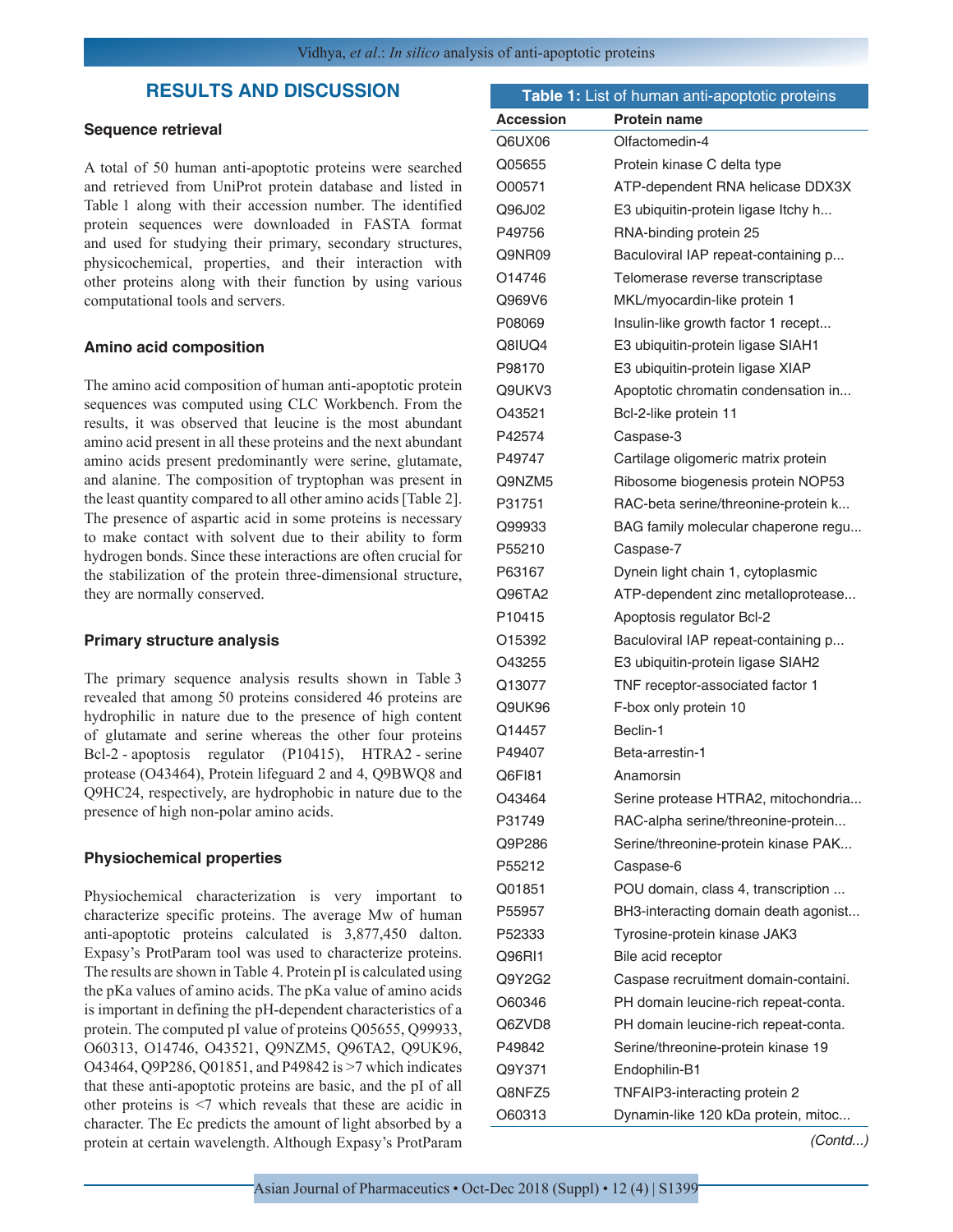## RESULTS AND DISCUSSION

### Sequence retrieval

A total of 50 human anti-apoptotic proteins were searched and retrieved from UniProt protein database and listed in Table 1 along with their accession number. The identified protein sequences were downloaded in FASTA format and used for studying their primary, secondary structures, physicochemical, properties, and their interaction with other proteins along with their function by using various computational tools and servers.

### Amino acid composition

The amino acid composition of human anti-apoptotic protein sequences was computed using CLC Workbench. From the results, it was observed that leucine is the most abundant amino acid present in all these proteins and the next abundant amino acids present predominantly were serine, glutamate, and alanine. The composition of tryptophan was present in the least quantity compared to all other amino acids [Table 2]. The presence of aspartic acid in some proteins is necessary to make contact with solvent due to their ability to form hydrogen bonds. Since these interactions are often crucial for the stabilization of the protein three-dimensional structure, they are normally conserved.

### Primary structure analysis

The primary sequence analysis results shown in Table 3 revealed that among 50 proteins considered 46 proteins are hydrophilic in nature due to the presence of high content of glutamate and serine whereas the other four proteins Bcl-2 - apoptosis regulator (P10415), HTRA2 - serine protease (O43464), Protein lifeguard 2 and 4, Q9BWQ8 and Q9HC24, respectively, are hydrophobic in nature due to the presence of high non-polar amino acids.

### Physiochemical properties

Physiochemical characterization is very important to characterize specific proteins. The average Mw of human anti-apoptotic proteins calculated is 3,877,450 dalton. Expasy's ProtParam tool was used to characterize proteins. The results are shown in Table 4. Protein pI is calculated using the pKa values of amino acids. The pKa value of amino acids is important in defining the pH-dependent characteristics of a protein. The computed pI value of proteins Q05655, Q99933, O60313, O14746, O43521, Q9NZM5, Q96TA2, Q9UK96, O43464, Q9P286, Q01851, and P49842 is >7 which indicates that these anti-apoptotic proteins are basic, and the pI of all other proteins is <7 which reveals that these are acidic in character. The Ec predicts the amount of light absorbed by a protein at certain wavelength. Although Expasy's ProtParam

**Table 1:** List of human anti-apoptotic proteins

| Accession | Protein name |
|---|---|
| Q6UX06 | Olfactomedin-4 |
| Q05655 | Protein kinase C delta type |
| O00571 | ATP-dependent RNA helicase DDX3X |
| Q96J02 | E3 ubiquitin-protein ligase Itchy h... |
| P49756 | RNA-binding protein 25 |
| Q9NR09 | Baculoviral IAP repeat-containing p... |
| O14746 | Telomerase reverse transcriptase |
| Q969V6 | MKL/myocardin-like protein 1 |
| P08069 | Insulin-like growth factor 1 recept... |
| Q8IUQ4 | E3 ubiquitin-protein ligase SIAH1 |
| P98170 | E3 ubiquitin-protein ligase XIAP |
| Q9UKV3 | Apoptotic chromatin condensation in... |
| O43521 | Bcl-2-like protein 11 |
| P42574 | Caspase-3 |
| P49747 | Cartilage oligomeric matrix protein |
| Q9NZM5 | Ribosome biogenesis protein NOP53 |
| P31751 | RAC-beta serine/threonine-protein k... |
| Q99933 | BAG family molecular chaperone regu... |
| P55210 | Caspase-7 |
| P63167 | Dynein light chain 1, cytoplasmic |
| Q96TA2 | ATP-dependent zinc metalloprotease... |
| P10415 | Apoptosis regulator Bcl-2 |
| O15392 | Baculoviral IAP repeat-containing p... |
| O43255 | E3 ubiquitin-protein ligase SIAH2 |
| Q13077 | TNF receptor-associated factor 1 |
| Q9UK96 | F-box only protein 10 |
| Q14457 | Beclin-1 |
| P49407 | Beta-arrestin-1 |
| Q6FI81 | Anamorsin |
| O43464 | Serine protease HTRA2, mitochondria... |
| P31749 | RAC-alpha serine/threonine-protein... |
| Q9P286 | Serine/threonine-protein kinase PAK... |
| P55212 | Caspase-6 |
| Q01851 | POU domain, class 4, transcription ... |
| P55957 | BH3-interacting domain death agonist... |
| P52333 | Tyrosine-protein kinase JAK3 |
| Q96RI1 | Bile acid receptor |
| Q9Y2G2 | Caspase recruitment domain-containi. |
| O60346 | PH domain leucine-rich repeat-conta. |
| Q6ZVD8 | PH domain leucine-rich repeat-conta. |
| P49842 | Serine/threonine-protein kinase 19 |
| Q9Y371 | Endophilin-B1 |
| Q8NFZ5 | TNFAIP3-interacting protein 2 |
| O60313 | Dynamin-like 120 kDa protein, mitoc... |

*(Contd...)*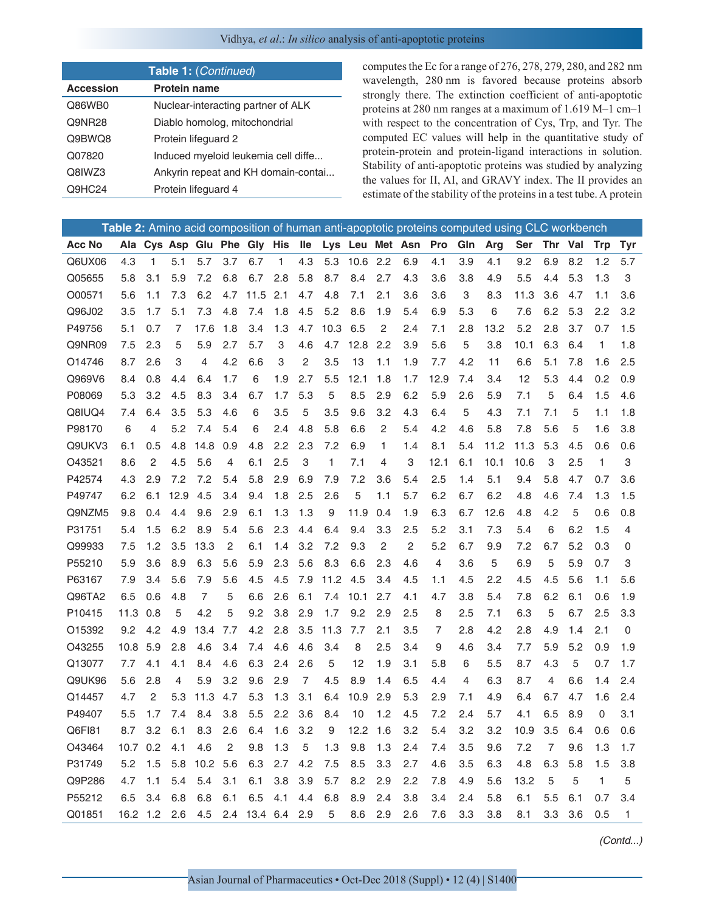**Table 1:** (*Continued*)

| Accession | Protein name |
|---|---|
| Q86WB0 | Nuclear-interacting partner of ALK |
| Q9NR28 | Diablo homolog, mitochondrial |
| Q9BWQ8 | Protein lifeguard 2 |
| Q07820 | Induced myeloid leukemia cell diffe... |
| Q8IWZ3 | Ankyrin repeat and KH domain-contai... |
| Q9HC24 | Protein lifeguard 4 |

computes the Ec for a range of 276, 278, 279, 280, and 282 nm wavelength, 280 nm is favored because proteins absorb strongly there. The extinction coefficient of anti-apoptotic proteins at 280 nm ranges at a maximum of 1.619 M–1 cm–1 with respect to the concentration of Cys, Trp, and Tyr. The computed EC values will help in the quantitative study of protein-protein and protein-ligand interactions in solution. Stability of anti-apoptotic proteins was studied by analyzing the values for II, AI, and GRAVY index. The II provides an estimate of the stability of the proteins in a test tube. A protein

**Table 2:** Amino acid composition of human anti-apoptotic proteins computed using CLC workbench

| Acc No | Ala | Cys | Asp | Glu | Phe | Gly | His | Ile | Lys | Leu | Met | Asn | Pro | Gln | Arg | Ser | Thr | Val | Trp | Tyr |
|---|---|---|---|---|---|---|---|---|---|---|---|---|---|---|---|---|---|---|---|---|
| Q6UX06 | 4.3 | 1 | 5.1 | 5.7 | 3.7 | 6.7 | 1 | 4.3 | 5.3 | 10.6 | 2.2 | 6.9 | 4.1 | 3.9 | 4.1 | 9.2 | 6.9 | 8.2 | 1.2 | 5.7 |
| Q05655 | 5.8 | 3.1 | 5.9 | 7.2 | 6.8 | 6.7 | 2.8 | 5.8 | 8.7 | 8.4 | 2.7 | 4.3 | 3.6 | 3.8 | 4.9 | 5.5 | 4.4 | 5.3 | 1.3 | 3 |
| O00571 | 5.6 | 1.1 | 7.3 | 6.2 | 4.7 | 11.5 | 2.1 | 4.7 | 4.8 | 7.1 | 2.1 | 3.6 | 3.6 | 3 | 8.3 | 11.3 | 3.6 | 4.7 | 1.1 | 3.6 |
| Q96J02 | 3.5 | 1.7 | 5.1 | 7.3 | 4.8 | 7.4 | 1.8 | 4.5 | 5.2 | 8.6 | 1.9 | 5.4 | 6.9 | 5.3 | 6 | 7.6 | 6.2 | 5.3 | 2.2 | 3.2 |
| P49756 | 5.1 | 0.7 | 7 | 17.6 | 1.8 | 3.4 | 1.3 | 4.7 | 10.3 | 6.5 | 2 | 2.4 | 7.1 | 2.8 | 13.2 | 5.2 | 2.8 | 3.7 | 0.7 | 1.5 |
| Q9NR09 | 7.5 | 2.3 | 5 | 5.9 | 2.7 | 5.7 | 3 | 4.6 | 4.7 | 12.8 | 2.2 | 3.9 | 5.6 | 5 | 3.8 | 10.1 | 6.3 | 6.4 | 1 | 1.8 |
| O14746 | 8.7 | 2.6 | 3 | 4 | 4.2 | 6.6 | 3 | 2 | 3.5 | 13 | 1.1 | 1.9 | 7.7 | 4.2 | 11 | 6.6 | 5.1 | 7.8 | 1.6 | 2.5 |
| Q969V6 | 8.4 | 0.8 | 4.4 | 6.4 | 1.7 | 6 | 1.9 | 2.7 | 5.5 | 12.1 | 1.8 | 1.7 | 12.9 | 7.4 | 3.4 | 12 | 5.3 | 4.4 | 0.2 | 0.9 |
| P08069 | 5.3 | 3.2 | 4.5 | 8.3 | 3.4 | 6.7 | 1.7 | 5.3 | 5 | 8.5 | 2.9 | 6.2 | 5.9 | 2.6 | 5.9 | 7.1 | 5 | 6.4 | 1.5 | 4.6 |
| Q8IUQ4 | 7.4 | 6.4 | 3.5 | 5.3 | 4.6 | 6 | 3.5 | 5 | 3.5 | 9.6 | 3.2 | 4.3 | 6.4 | 5 | 4.3 | 7.1 | 7.1 | 5 | 1.1 | 1.8 |
| P98170 | 6 | 4 | 5.2 | 7.4 | 5.4 | 6 | 2.4 | 4.8 | 5.8 | 6.6 | 2 | 5.4 | 4.2 | 4.6 | 5.8 | 7.8 | 5.6 | 5 | 1.6 | 3.8 |
| Q9UKV3 | 6.1 | 0.5 | 4.8 | 14.8 | 0.9 | 4.8 | 2.2 | 2.3 | 7.2 | 6.9 | 1 | 1.4 | 8.1 | 5.4 | 11.2 | 11.3 | 5.3 | 4.5 | 0.6 | 0.6 |
| O43521 | 8.6 | 2 | 4.5 | 5.6 | 4 | 6.1 | 2.5 | 3 | 1 | 7.1 | 4 | 3 | 12.1 | 6.1 | 10.1 | 10.6 | 3 | 2.5 | 1 | 3 |
| P42574 | 4.3 | 2.9 | 7.2 | 7.2 | 5.4 | 5.8 | 2.9 | 6.9 | 7.9 | 7.2 | 3.6 | 5.4 | 2.5 | 1.4 | 5.1 | 9.4 | 5.8 | 4.7 | 0.7 | 3.6 |
| P49747 | 6.2 | 6.1 | 12.9 | 4.5 | 3.4 | 9.4 | 1.8 | 2.5 | 2.6 | 5 | 1.1 | 5.7 | 6.2 | 6.7 | 6.2 | 4.8 | 4.6 | 7.4 | 1.3 | 1.5 |
| Q9NZM5 | 9.8 | 0.4 | 4.4 | 9.6 | 2.9 | 6.1 | 1.3 | 1.3 | 9 | 11.9 | 0.4 | 1.9 | 6.3 | 6.7 | 12.6 | 4.8 | 4.2 | 5 | 0.6 | 0.8 |
| P31751 | 5.4 | 1.5 | 6.2 | 8.9 | 5.4 | 5.6 | 2.3 | 4.4 | 6.4 | 9.4 | 3.3 | 2.5 | 5.2 | 3.1 | 7.3 | 5.4 | 6 | 6.2 | 1.5 | 4 |
| Q99933 | 7.5 | 1.2 | 3.5 | 13.3 | 2 | 6.1 | 1.4 | 3.2 | 7.2 | 9.3 | 2 | 2 | 5.2 | 6.7 | 9.9 | 7.2 | 6.7 | 5.2 | 0.3 | 0 |
| P55210 | 5.9 | 3.6 | 8.9 | 6.3 | 5.6 | 5.9 | 2.3 | 5.6 | 8.3 | 6.6 | 2.3 | 4.6 | 4 | 3.6 | 5 | 6.9 | 5 | 5.9 | 0.7 | 3 |
| P63167 | 7.9 | 3.4 | 5.6 | 7.9 | 5.6 | 4.5 | 4.5 | 7.9 | 11.2 | 4.5 | 3.4 | 4.5 | 1.1 | 4.5 | 2.2 | 4.5 | 4.5 | 5.6 | 1.1 | 5.6 |
| Q96TA2 | 6.5 | 0.6 | 4.8 | 7 | 5 | 6.6 | 2.6 | 6.1 | 7.4 | 10.1 | 2.7 | 4.1 | 4.7 | 3.8 | 5.4 | 7.8 | 6.2 | 6.1 | 0.6 | 1.9 |
| P10415 | 11.3 | 0.8 | 5 | 4.2 | 5 | 9.2 | 3.8 | 2.9 | 1.7 | 9.2 | 2.9 | 2.5 | 8 | 2.5 | 7.1 | 6.3 | 5 | 6.7 | 2.5 | 3.3 |
| O15392 | 9.2 | 4.2 | 4.9 | 13.4 | 7.7 | 4.2 | 2.8 | 3.5 | 11.3 | 7.7 | 2.1 | 3.5 | 7 | 2.8 | 4.2 | 2.8 | 4.9 | 1.4 | 2.1 | 0 |
| O43255 | 10.8 | 5.9 | 2.8 | 4.6 | 3.4 | 7.4 | 4.6 | 4.6 | 3.4 | 8 | 2.5 | 3.4 | 9 | 4.6 | 3.4 | 7.7 | 5.9 | 5.2 | 0.9 | 1.9 |
| Q13077 | 7.7 | 4.1 | 4.1 | 8.4 | 4.6 | 6.3 | 2.4 | 2.6 | 5 | 12 | 1.9 | 3.1 | 5.8 | 6 | 5.5 | 8.7 | 4.3 | 5 | 0.7 | 1.7 |
| Q9UK96 | 5.6 | 2.8 | 4 | 5.9 | 3.2 | 9.6 | 2.9 | 7 | 4.5 | 8.9 | 1.4 | 6.5 | 4.4 | 4 | 6.3 | 8.7 | 4 | 6.6 | 1.4 | 2.4 |
| Q14457 | 4.7 | 2 | 5.3 | 11.3 | 4.7 | 5.3 | 1.3 | 3.1 | 6.4 | 10.9 | 2.9 | 5.3 | 2.9 | 7.1 | 4.9 | 6.4 | 6.7 | 4.7 | 1.6 | 2.4 |
| P49407 | 5.5 | 1.7 | 7.4 | 8.4 | 3.8 | 5.5 | 2.2 | 3.6 | 8.4 | 10 | 1.2 | 4.5 | 7.2 | 2.4 | 5.7 | 4.1 | 6.5 | 8.9 | 0 | 3.1 |
| Q6FI81 | 8.7 | 3.2 | 6.1 | 8.3 | 2.6 | 6.4 | 1.6 | 3.2 | 9 | 12.2 | 1.6 | 3.2 | 5.4 | 3.2 | 3.2 | 10.9 | 3.5 | 6.4 | 0.6 | 0.6 |
| O43464 | 10.7 | 0.2 | 4.1 | 4.6 | 2 | 9.8 | 1.3 | 5 | 1.3 | 9.8 | 1.3 | 2.4 | 7.4 | 3.5 | 9.6 | 7.2 | 7 | 9.6 | 1.3 | 1.7 |
| P31749 | 5.2 | 1.5 | 5.8 | 10.2 | 5.6 | 6.3 | 2.7 | 4.2 | 7.5 | 8.5 | 3.3 | 2.7 | 4.6 | 3.5 | 6.3 | 4.8 | 6.3 | 5.8 | 1.5 | 3.8 |
| Q9P286 | 4.7 | 1.1 | 5.4 | 5.4 | 3.1 | 6.1 | 3.8 | 3.9 | 5.7 | 8.2 | 2.9 | 2.2 | 7.8 | 4.9 | 5.6 | 13.2 | 5 | 5 | 1 | 5 |
| P55212 | 6.5 | 3.4 | 6.8 | 6.8 | 6.1 | 6.5 | 4.1 | 4.4 | 6.8 | 8.9 | 2.4 | 3.8 | 3.4 | 2.4 | 5.8 | 6.1 | 5.5 | 6.1 | 0.7 | 3.4 |
| Q01851 | 16.2 | 1.2 | 2.6 | 4.5 | 2.4 | 13.4 | 6.4 | 2.9 | 5 | 8.6 | 2.9 | 2.6 | 7.6 | 3.3 | 3.8 | 8.1 | 3.3 | 3.6 | 0.5 | 1 |

(*Contd...*)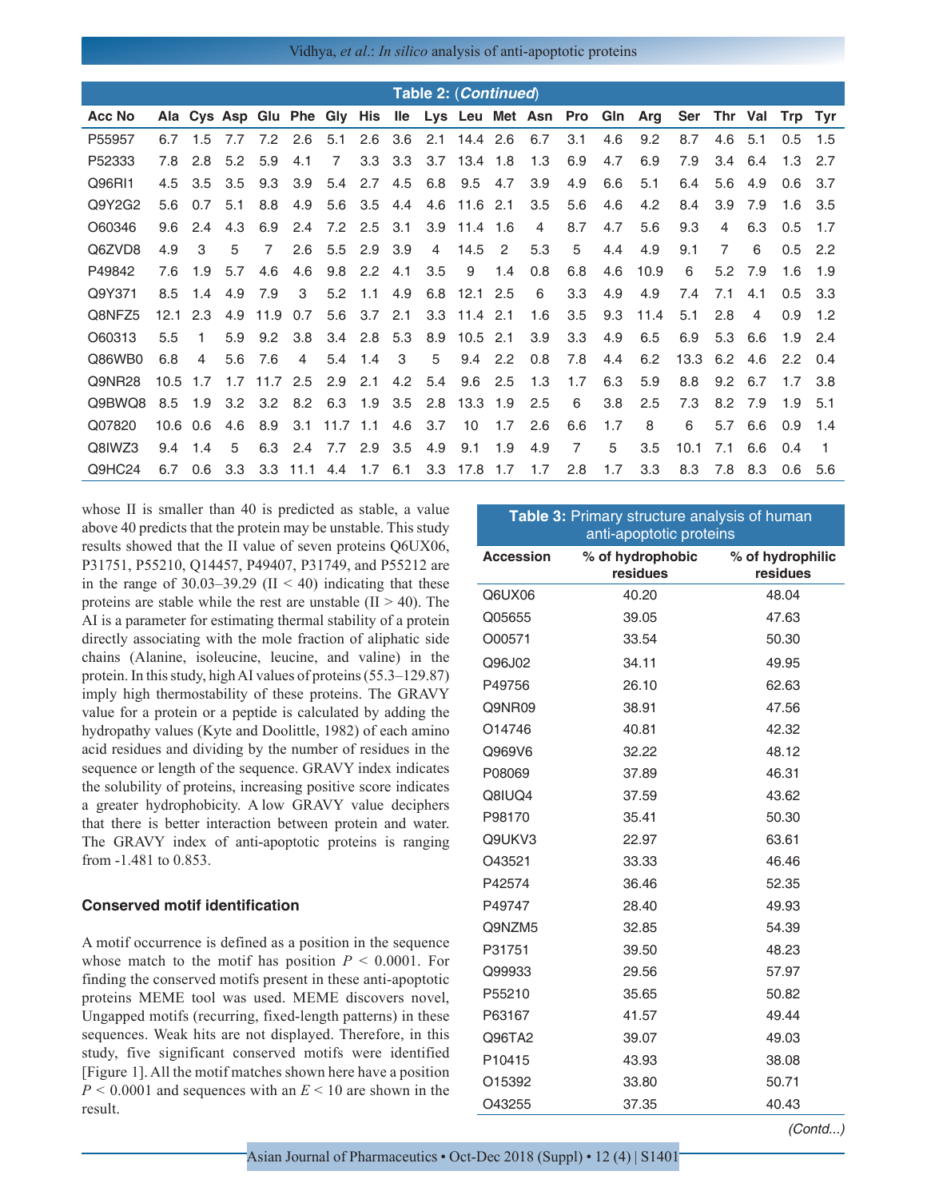**Table 2: (*Continued*)**

| Acc No | Ala | Cys | Asp | Glu | Phe | Gly | His | Ile | Lys | Leu | Met | Asn | Pro | Gln | Arg | Ser | Thr | Val | Trp | Tyr |
|---|---|---|---|---|---|---|---|---|---|---|---|---|---|---|---|---|---|---|---|---|
| P55957 | 6.7 | 1.5 | 7.7 | 7.2 | 2.6 | 5.1 | 2.6 | 3.6 | 2.1 | 14.4 | 2.6 | 6.7 | 3.1 | 4.6 | 9.2 | 8.7 | 4.6 | 5.1 | 0.5 | 1.5 |
| P52333 | 7.8 | 2.8 | 5.2 | 5.9 | 4.1 | 7 | 3.3 | 3.3 | 3.7 | 13.4 | 1.8 | 1.3 | 6.9 | 4.7 | 6.9 | 7.9 | 3.4 | 6.4 | 1.3 | 2.7 |
| Q96RI1 | 4.5 | 3.5 | 3.5 | 9.3 | 3.9 | 5.4 | 2.7 | 4.5 | 6.8 | 9.5 | 4.7 | 3.9 | 4.9 | 6.6 | 5.1 | 6.4 | 5.6 | 4.9 | 0.6 | 3.7 |
| Q9Y2G2 | 5.6 | 0.7 | 5.1 | 8.8 | 4.9 | 5.6 | 3.5 | 4.4 | 4.6 | 11.6 | 2.1 | 3.5 | 5.6 | 4.6 | 4.2 | 8.4 | 3.9 | 7.9 | 1.6 | 3.5 |
| O60346 | 9.6 | 2.4 | 4.3 | 6.9 | 2.4 | 7.2 | 2.5 | 3.1 | 3.9 | 11.4 | 1.6 | 4 | 8.7 | 4.7 | 5.6 | 9.3 | 4 | 6.3 | 0.5 | 1.7 |
| Q6ZVD8 | 4.9 | 3 | 5 | 7 | 2.6 | 5.5 | 2.9 | 3.9 | 4 | 14.5 | 2 | 5.3 | 5 | 4.4 | 4.9 | 9.1 | 7 | 6 | 0.5 | 2.2 |
| P49842 | 7.6 | 1.9 | 5.7 | 4.6 | 4.6 | 9.8 | 2.2 | 4.1 | 3.5 | 9 | 1.4 | 0.8 | 6.8 | 4.6 | 10.9 | 6 | 5.2 | 7.9 | 1.6 | 1.9 |
| Q9Y371 | 8.5 | 1.4 | 4.9 | 7.9 | 3 | 5.2 | 1.1 | 4.9 | 6.8 | 12.1 | 2.5 | 6 | 3.3 | 4.9 | 4.9 | 7.4 | 7.1 | 4.1 | 0.5 | 3.3 |
| Q8NFZ5 | 12.1 | 2.3 | 4.9 | 11.9 | 0.7 | 5.6 | 3.7 | 2.1 | 3.3 | 11.4 | 2.1 | 1.6 | 3.5 | 9.3 | 11.4 | 5.1 | 2.8 | 4 | 0.9 | 1.2 |
| O60313 | 5.5 | 1 | 5.9 | 9.2 | 3.8 | 3.4 | 2.8 | 5.3 | 8.9 | 10.5 | 2.1 | 3.9 | 3.3 | 4.9 | 6.5 | 6.9 | 5.3 | 6.6 | 1.9 | 2.4 |
| Q86WB0 | 6.8 | 4 | 5.6 | 7.6 | 4 | 5.4 | 1.4 | 3 | 5 | 9.4 | 2.2 | 0.8 | 7.8 | 4.4 | 6.2 | 13.3 | 6.2 | 4.6 | 2.2 | 0.4 |
| Q9NR28 | 10.5 | 1.7 | 1.7 | 11.7 | 2.5 | 2.9 | 2.1 | 4.2 | 5.4 | 9.6 | 2.5 | 1.3 | 1.7 | 6.3 | 5.9 | 8.8 | 9.2 | 6.7 | 1.7 | 3.8 |
| Q9BWQ8 | 8.5 | 1.9 | 3.2 | 3.2 | 8.2 | 6.3 | 1.9 | 3.5 | 2.8 | 13.3 | 1.9 | 2.5 | 6 | 3.8 | 2.5 | 7.3 | 8.2 | 7.9 | 1.9 | 5.1 |
| Q07820 | 10.6 | 0.6 | 4.6 | 8.9 | 3.1 | 11.7 | 1.1 | 4.6 | 3.7 | 10 | 1.7 | 2.6 | 6.6 | 1.7 | 8 | 6 | 5.7 | 6.6 | 0.9 | 1.4 |
| Q8IWZ3 | 9.4 | 1.4 | 5 | 6.3 | 2.4 | 7.7 | 2.9 | 3.5 | 4.9 | 9.1 | 1.9 | 4.9 | 7 | 5 | 3.5 | 10.1 | 7.1 | 6.6 | 0.4 | 1 |
| Q9HC24 | 6.7 | 0.6 | 3.3 | 3.3 | 11.1 | 4.4 | 1.7 | 6.1 | 3.3 | 17.8 | 1.7 | 1.7 | 2.8 | 1.7 | 3.3 | 8.3 | 7.8 | 8.3 | 0.6 | 5.6 |

whose II is smaller than 40 is predicted as stable, a value above 40 predicts that the protein may be unstable. This study results showed that the II value of seven proteins Q6UX06, P31751, P55210, Q14457, P49407, P31749, and P55212 are in the range of 30.03–39.29 (II < 40) indicating that these proteins are stable while the rest are unstable (II > 40). The AI is a parameter for estimating thermal stability of a protein directly associating with the mole fraction of aliphatic side chains (Alanine, isoleucine, leucine, and valine) in the protein. In this study, high AI values of proteins (55.3–129.87) imply high thermostability of these proteins. The GRAVY value for a protein or a peptide is calculated by adding the hydropathy values (Kyte and Doolittle, 1982) of each amino acid residues and dividing by the number of residues in the sequence or length of the sequence. GRAVY index indicates the solubility of proteins, increasing positive score indicates a greater hydrophobicity. A low GRAVY value deciphers that there is better interaction between protein and water. The GRAVY index of anti-apoptotic proteins is ranging from -1.481 to 0.853.

### Conserved motif identification

A motif occurrence is defined as a position in the sequence whose match to the motif has position $P < 0.0001$. For finding the conserved motifs present in these anti-apoptotic proteins MEME tool was used. MEME discovers novel, Ungapped motifs (recurring, fixed-length patterns) in these sequences. Weak hits are not displayed. Therefore, in this study, five significant conserved motifs were identified [Figure 1]. All the motif matches shown here have a position $P < 0.0001$ and sequences with an $E < 10$ are shown in the result.

**Table 3:** Primary structure analysis of human anti-apoptotic proteins

| Accession | % of hydrophobic residues | % of hydrophilic residues |
|---|---|---|
| Q6UX06 | 40.20 | 48.04 |
| Q05655 | 39.05 | 47.63 |
| O00571 | 33.54 | 50.30 |
| Q96J02 | 34.11 | 49.95 |
| P49756 | 26.10 | 62.63 |
| Q9NR09 | 38.91 | 47.56 |
| O14746 | 40.81 | 42.32 |
| Q969V6 | 32.22 | 48.12 |
| P08069 | 37.89 | 46.31 |
| Q8IUQ4 | 37.59 | 43.62 |
| P98170 | 35.41 | 50.30 |
| Q9UKV3 | 22.97 | 63.61 |
| O43521 | 33.33 | 46.46 |
| P42574 | 36.46 | 52.35 |
| P49747 | 28.40 | 49.93 |
| Q9NZM5 | 32.85 | 54.39 |
| P31751 | 39.50 | 48.23 |
| Q99933 | 29.56 | 57.97 |
| P55210 | 35.65 | 50.82 |
| P63167 | 41.57 | 49.44 |
| Q96TA2 | 39.07 | 49.03 |
| P10415 | 43.93 | 38.08 |
| O15392 | 33.80 | 50.71 |
| O43255 | 37.35 | 40.43 |

*(Contd...)*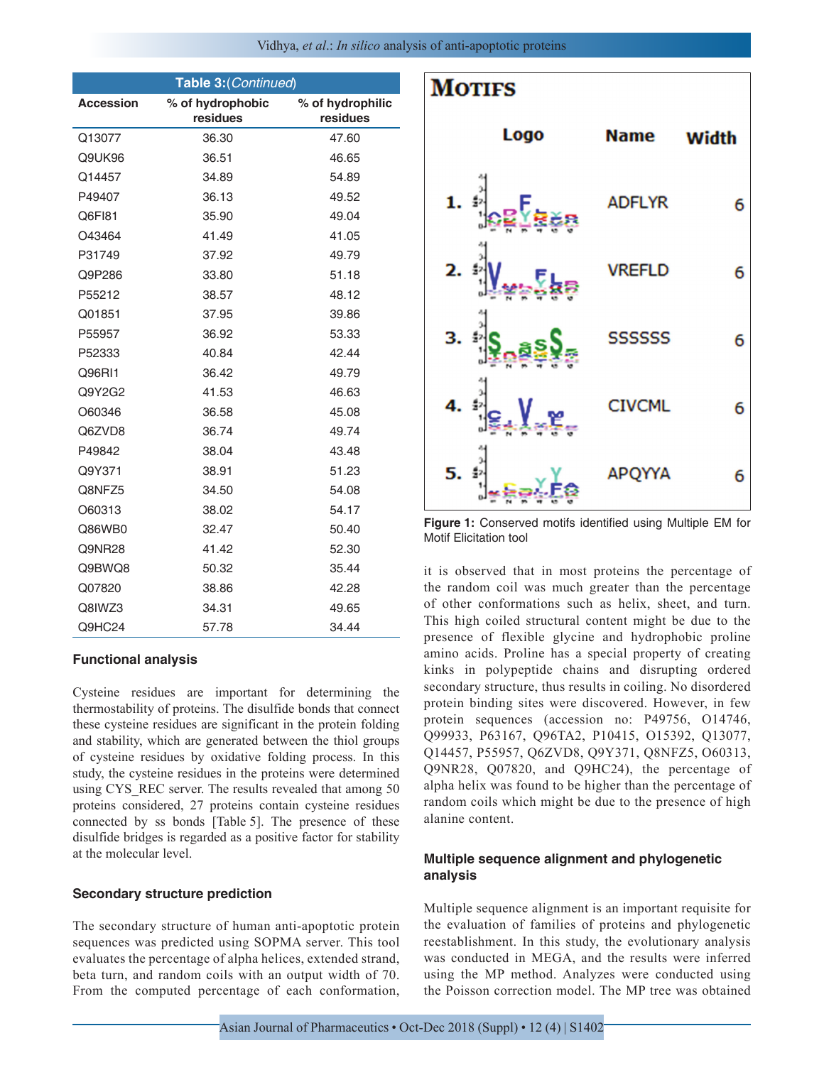**Table 3:** (*Continued*)

| Accession | % of hydrophobic residues | % of hydrophilic residues |
|---|---|---|
| Q13077 | 36.30 | 47.60 |
| Q9UK96 | 36.51 | 46.65 |
| Q14457 | 34.89 | 54.89 |
| P49407 | 36.13 | 49.52 |
| Q6FI81 | 35.90 | 49.04 |
| O43464 | 41.49 | 41.05 |
| P31749 | 37.92 | 49.79 |
| Q9P286 | 33.80 | 51.18 |
| P55212 | 38.57 | 48.12 |
| Q01851 | 37.95 | 39.86 |
| P55957 | 36.92 | 53.33 |
| P52333 | 40.84 | 42.44 |
| Q96RI1 | 36.42 | 49.79 |
| Q9Y2G2 | 41.53 | 46.63 |
| O60346 | 36.58 | 45.08 |
| Q6ZVD8 | 36.74 | 49.74 |
| P49842 | 38.04 | 43.48 |
| Q9Y371 | 38.91 | 51.23 |
| Q8NFZ5 | 34.50 | 54.08 |
| O60313 | 38.02 | 54.17 |
| Q86WB0 | 32.47 | 50.40 |
| Q9NR28 | 41.42 | 52.30 |
| Q9BWQ8 | 50.32 | 35.44 |
| Q07820 | 38.86 | 42.28 |
| Q8IWZ3 | 34.31 | 49.65 |
| Q9HC24 | 57.78 | 34.44 |

### Functional analysis

Cysteine residues are important for determining the thermostability of proteins. The disulfide bonds that connect these cysteine residues are significant in the protein folding and stability, which are generated between the thiol groups of cysteine residues by oxidative folding process. In this study, the cysteine residues in the proteins were determined using CYS_REC server. The results revealed that among 50 proteins considered, 27 proteins contain cysteine residues connected by ss bonds [Table 5]. The presence of these disulfide bridges is regarded as a positive factor for stability at the molecular level.

### Secondary structure prediction

The secondary structure of human anti-apoptotic protein sequences was predicted using SOPMA server. This tool evaluates the percentage of alpha helices, extended strand, beta turn, and random coils with an output width of 70. From the computed percentage of each conformation, it is observed that in most proteins the percentage of the random coil was much greater than the percentage of other conformations such as helix, sheet, and turn. This high coiled structural content might be due to the presence of flexible glycine and hydrophobic proline amino acids. Proline has a special property of creating kinks in polypeptide chains and disrupting ordered secondary structure, thus results in coiling. No disordered protein binding sites were discovered. However, in few protein sequences (accession no: P49756, O14746, Q99933, P63167, Q96TA2, P10415, O15392, Q13077, Q14457, P55957, Q6ZVD8, Q9Y371, Q8NFZ5, O60313, Q9NR28, Q07820, and Q9HC24), the percentage of alpha helix was found to be higher than the percentage of random coils which might be due to the presence of high alanine content.

**Motifs**

| | Logo | Name | Width |
|---|---|---|---|
| 1. | | ADFLYR | 6 |
| 2. | | VREFLD | 6 |
| 3. | | SSSSSS | 6 |
| 4. | | CIVCML | 6 |
| 5. | | APQYYA | 6 |

**Figure 1:** Conserved motifs identified using Multiple EM for Motif Elicitation tool

### Multiple sequence alignment and phylogenetic analysis

Multiple sequence alignment is an important requisite for the evaluation of families of proteins and phylogenetic reestablishment. In this study, the evolutionary analysis was conducted in MEGA, and the results were inferred using the MP method. Analyzes were conducted using the Poisson correction model. The MP tree was obtained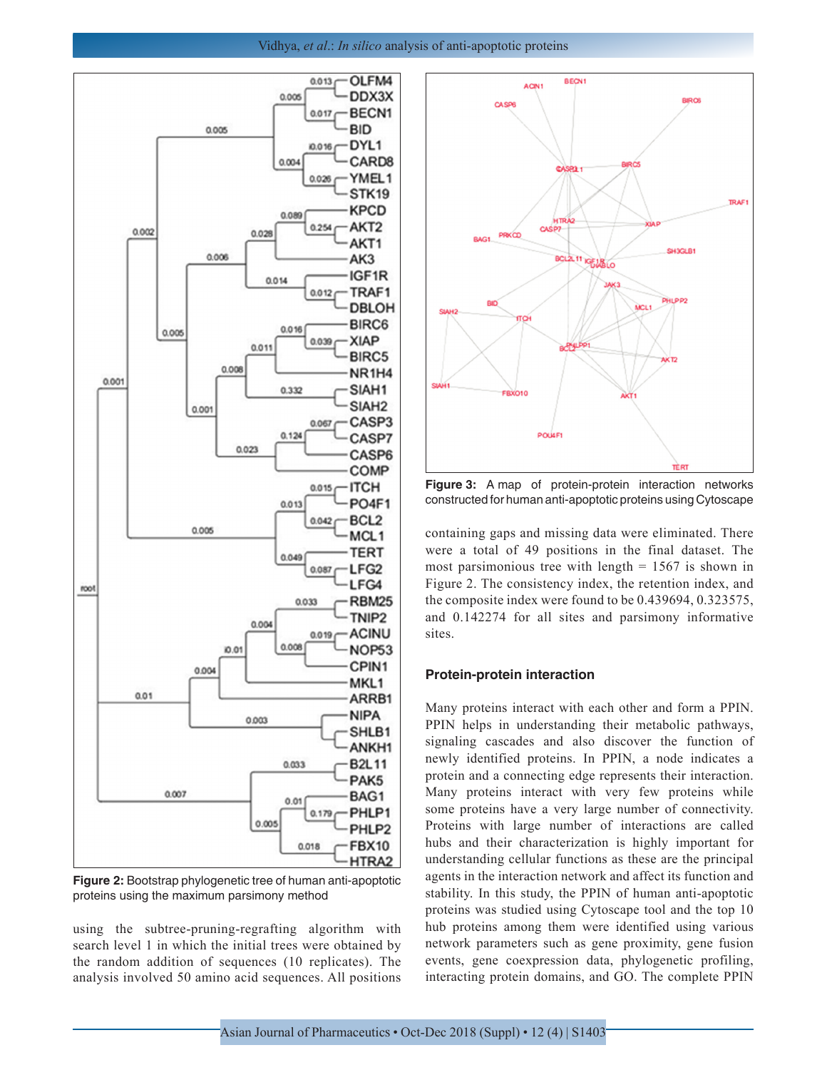Figure 2: Bootstrap phylogenetic tree of human anti-apoptotic proteins using the maximum parsimony method

using the subtree-pruning-regrafting algorithm with search level 1 in which the initial trees were obtained by the random addition of sequences (10 replicates). The analysis involved 50 amino acid sequences. All positions containing gaps and missing data were eliminated. There were a total of 49 positions in the final dataset. The most parsimonious tree with length = 1567 is shown in Figure 2. The consistency index, the retention index, and the composite index were found to be 0.439694, 0.323575, and 0.142274 for all sites and parsimony informative sites.

Figure 3: A map of protein-protein interaction networks constructed for human anti-apoptotic proteins using Cytoscape

### Protein-protein interaction

Many proteins interact with each other and form a PPIN. PPIN helps in understanding their metabolic pathways, signaling cascades and also discover the function of newly identified proteins. In PPIN, a node indicates a protein and a connecting edge represents their interaction. Many proteins interact with very few proteins while some proteins have a very large number of connectivity. Proteins with large number of interactions are called hubs and their characterization is highly important for understanding cellular functions as these are the principal agents in the interaction network and affect its function and stability. In this study, the PPIN of human anti-apoptotic proteins was studied using Cytoscape tool and the top 10 hub proteins among them were identified using various network parameters such as gene proximity, gene fusion events, gene coexpression data, phylogenetic profiling, interacting protein domains, and GO. The complete PPIN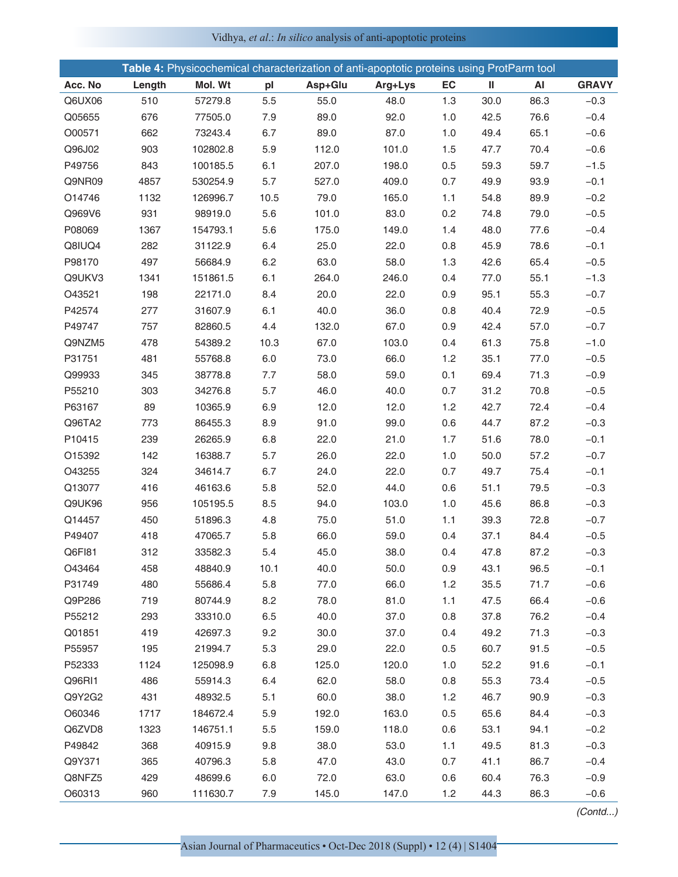**Table 4:** Physicochemical characterization of anti‑apoptotic proteins using ProtParm tool

| Acc. No | Length | Mol. Wt | pI | Asp+Glu | Arg+Lys | EC | II | AI | GRAVY |
|---|---|---|---|---|---|---|---|---|---|
| Q6UX06 | 510 | 57279.8 | 5.5 | 55.0 | 48.0 | 1.3 | 30.0 | 86.3 | −0.3 |
| Q05655 | 676 | 77505.0 | 7.9 | 89.0 | 92.0 | 1.0 | 42.5 | 76.6 | −0.4 |
| O00571 | 662 | 73243.4 | 6.7 | 89.0 | 87.0 | 1.0 | 49.4 | 65.1 | −0.6 |
| Q96J02 | 903 | 102802.8 | 5.9 | 112.0 | 101.0 | 1.5 | 47.7 | 70.4 | −0.6 |
| P49756 | 843 | 100185.5 | 6.1 | 207.0 | 198.0 | 0.5 | 59.3 | 59.7 | −1.5 |
| Q9NR09 | 4857 | 530254.9 | 5.7 | 527.0 | 409.0 | 0.7 | 49.9 | 93.9 | −0.1 |
| O14746 | 1132 | 126996.7 | 10.5 | 79.0 | 165.0 | 1.1 | 54.8 | 89.9 | −0.2 |
| Q969V6 | 931 | 98919.0 | 5.6 | 101.0 | 83.0 | 0.2 | 74.8 | 79.0 | −0.5 |
| P08069 | 1367 | 154793.1 | 5.6 | 175.0 | 149.0 | 1.4 | 48.0 | 77.6 | −0.4 |
| P8IUQ4 | 282 | 31122.9 | 6.4 | 25.0 | 22.0 | 0.8 | 45.9 | 78.6 | −0.1 |
| P98170 | 497 | 56684.9 | 6.2 | 63.0 | 58.0 | 1.3 | 42.6 | 65.4 | −0.5 |
| Q9UKV3 | 1341 | 151861.5 | 6.1 | 264.0 | 246.0 | 0.4 | 77.0 | 55.1 | −1.3 |
| O43521 | 198 | 22171.0 | 8.4 | 20.0 | 22.0 | 0.9 | 95.1 | 55.3 | −0.7 |
| P42574 | 277 | 31607.9 | 6.1 | 40.0 | 36.0 | 0.8 | 40.4 | 72.9 | −0.5 |
| P49747 | 757 | 82860.5 | 4.4 | 132.0 | 67.0 | 0.9 | 42.4 | 57.0 | −0.7 |
| Q9NZM5 | 478 | 54389.2 | 10.3 | 67.0 | 103.0 | 0.4 | 61.3 | 75.8 | −1.0 |
| P31751 | 481 | 55768.8 | 6.0 | 73.0 | 66.0 | 1.2 | 35.1 | 77.0 | −0.5 |
| Q99933 | 345 | 38778.8 | 7.7 | 58.0 | 59.0 | 0.1 | 69.4 | 71.3 | −0.9 |
| P55210 | 303 | 34276.8 | 5.7 | 46.0 | 40.0 | 0.7 | 31.2 | 70.8 | −0.5 |
| P63167 | 89 | 10365.9 | 6.9 | 12.0 | 12.0 | 1.2 | 42.7 | 72.4 | −0.4 |
| Q96TA2 | 773 | 86455.3 | 8.9 | 91.0 | 99.0 | 0.6 | 44.7 | 87.2 | −0.3 |
| P10415 | 239 | 26265.9 | 6.8 | 22.0 | 21.0 | 1.7 | 51.6 | 78.0 | −0.1 |
| O15392 | 142 | 16388.7 | 5.7 | 26.0 | 22.0 | 1.0 | 50.0 | 57.2 | −0.7 |
| O43255 | 324 | 34614.7 | 6.7 | 24.0 | 22.0 | 0.7 | 49.7 | 75.4 | −0.1 |
| Q13077 | 416 | 46163.6 | 5.8 | 52.0 | 44.0 | 0.6 | 51.1 | 79.5 | −0.3 |
| Q9UK96 | 956 | 105195.5 | 8.5 | 94.0 | 103.0 | 1.0 | 45.6 | 86.8 | −0.3 |
| Q14457 | 450 | 51896.3 | 4.8 | 75.0 | 51.0 | 1.1 | 39.3 | 72.8 | −0.7 |
| P49407 | 418 | 47065.7 | 5.8 | 66.0 | 59.0 | 0.4 | 37.1 | 84.4 | −0.5 |
| Q6FI81 | 312 | 33582.3 | 5.4 | 45.0 | 38.0 | 0.4 | 47.8 | 87.2 | −0.3 |
| O43464 | 458 | 48840.9 | 10.1 | 40.0 | 50.0 | 0.9 | 43.1 | 96.5 | −0.1 |
| P31749 | 480 | 55686.4 | 5.8 | 77.0 | 66.0 | 1.2 | 35.5 | 71.7 | −0.6 |
| Q9P286 | 719 | 80744.9 | 8.2 | 78.0 | 81.0 | 1.1 | 47.5 | 66.4 | −0.6 |
| P55212 | 293 | 33310.0 | 6.5 | 40.0 | 37.0 | 0.8 | 37.8 | 76.2 | −0.4 |
| Q01851 | 419 | 42697.3 | 9.2 | 30.0 | 37.0 | 0.4 | 49.2 | 71.3 | −0.3 |
| P55957 | 195 | 21994.7 | 5.3 | 29.0 | 22.0 | 0.5 | 60.7 | 91.5 | −0.5 |
| P52333 | 1124 | 125098.9 | 6.8 | 125.0 | 120.0 | 1.0 | 52.2 | 91.6 | −0.1 |
| Q96RI1 | 486 | 55914.3 | 6.4 | 62.0 | 58.0 | 0.8 | 55.3 | 73.4 | −0.5 |
| Q9Y2G2 | 431 | 48932.5 | 5.1 | 60.0 | 38.0 | 1.2 | 46.7 | 90.9 | −0.3 |
| O60346 | 1717 | 184672.4 | 5.9 | 192.0 | 163.0 | 0.5 | 65.6 | 84.4 | −0.3 |
| Q6ZVD8 | 1323 | 146751.1 | 5.5 | 159.0 | 118.0 | 0.6 | 53.1 | 94.1 | −0.2 |
| P49842 | 368 | 40915.9 | 9.8 | 38.0 | 53.0 | 1.1 | 49.5 | 81.3 | −0.3 |
| Q9Y371 | 365 | 40796.3 | 5.8 | 47.0 | 43.0 | 0.7 | 41.1 | 86.7 | −0.4 |
| Q8NFZ5 | 429 | 48699.6 | 6.0 | 72.0 | 63.0 | 0.6 | 60.4 | 76.3 | −0.9 |
| O60313 | 960 | 111630.7 | 7.9 | 145.0 | 147.0 | 1.2 | 44.3 | 86.3 | −0.6 |

*(Contd...)*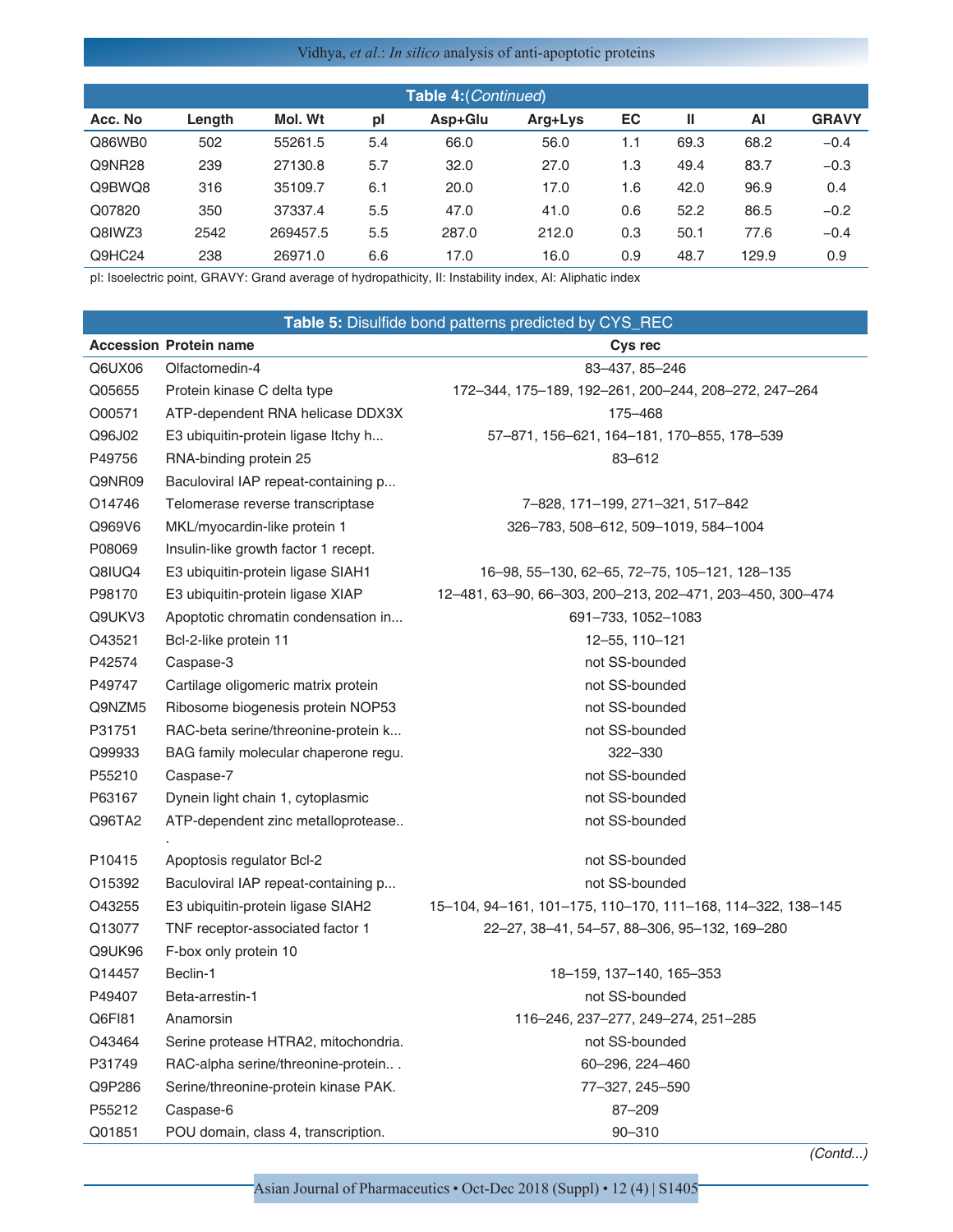**Table 4:** (*Continued*)

| Acc. No | Length | Mol. Wt | pI | Asp+Glu | Arg+Lys | EC | II | AI | GRAVY |
|---|---|---|---|---|---|---|---|---|---|
| Q86WB0 | 502 | 55261.5 | 5.4 | 66.0 | 56.0 | 1.1 | 69.3 | 68.2 | −0.4 |
| Q9NR28 | 239 | 27130.8 | 5.7 | 32.0 | 27.0 | 1.3 | 49.4 | 83.7 | −0.3 |
| Q9BWQ8 | 316 | 35109.7 | 6.1 | 20.0 | 17.0 | 1.6 | 42.0 | 96.9 | 0.4 |
| Q07820 | 350 | 37337.4 | 5.5 | 47.0 | 41.0 | 0.6 | 52.2 | 86.5 | −0.2 |
| Q8IWZ3 | 2542 | 269457.5 | 5.5 | 287.0 | 212.0 | 0.3 | 50.1 | 77.6 | −0.4 |
| Q9HC24 | 238 | 26971.0 | 6.6 | 17.0 | 16.0 | 0.9 | 48.7 | 129.9 | 0.9 |

pI: Isoelectric point, GRAVY: Grand average of hydropathicity, II: Instability index, AI: Aliphatic index

**Table 5:** Disulfide bond patterns predicted by CYS_REC

| Accession | Protein name | Cys rec |
|---|---|---|
| Q6UX06 | Olfactomedin-4 | 83–437, 85–246 |
| Q05655 | Protein kinase C delta type | 172–344, 175–189, 192–261, 200–244, 208–272, 247–264 |
| O00571 | ATP-dependent RNA helicase DDX3X | 175–468 |
| Q96J02 | E3 ubiquitin-protein ligase Itchy h... | 57–871, 156–621, 164–181, 170–855, 178–539 |
| P49756 | RNA-binding protein 25 | 83–612 |
| Q9NR09 | Baculoviral IAP repeat-containing p... | |
| O14746 | Telomerase reverse transcriptase | 7–828, 171–199, 271–321, 517–842 |
| Q969V6 | MKL/myocardin-like protein 1 | 326–783, 508–612, 509–1019, 584–1004 |
| P08069 | Insulin-like growth factor 1 recept. | |
| Q8IUQ4 | E3 ubiquitin-protein ligase SIAH1 | 16–98, 55–130, 62–65, 72–75, 105–121, 128–135 |
| P98170 | E3 ubiquitin-protein ligase XIAP | 12–481, 63–90, 66–303, 200–213, 202–471, 203–450, 300–474 |
| Q9UKV3 | Apoptotic chromatin condensation in... | 691–733, 1052–1083 |
| O43521 | Bcl-2-like protein 11 | 12–55, 110–121 |
| P42574 | Caspase-3 | not SS-bounded |
| P49747 | Cartilage oligomeric matrix protein | not SS-bounded |
| Q9NZM5 | Ribosome biogenesis protein NOP53 | not SS-bounded |
| P31751 | RAC-beta serine/threonine-protein k... | not SS-bounded |
| Q99933 | BAG family molecular chaperone regu. | 322–330 |
| P55210 | Caspase-7 | not SS-bounded |
| P63167 | Dynein light chain 1, cytoplasmic | not SS-bounded |
| Q96TA2 | ATP-dependent zinc metalloprotease... | not SS-bounded |
| P10415 | Apoptosis regulator Bcl-2 | not SS-bounded |
| O15392 | Baculoviral IAP repeat-containing p... | not SS-bounded |
| O43255 | E3 ubiquitin-protein ligase SIAH2 | 15–104, 94–161, 101–175, 110–170, 111–168, 114–322, 138–145 |
| Q13077 | TNF receptor-associated factor 1 | 22–27, 38–41, 54–57, 88–306, 95–132, 169–280 |
| Q9UK96 | F-box only protein 10 | |
| Q14457 | Beclin-1 | 18–159, 137–140, 165–353 |
| P49407 | Beta-arrestin-1 | not SS-bounded |
| Q6FI81 | Anamorsin | 116–246, 237–277, 249–274, 251–285 |
| O43464 | Serine protease HTRA2, mitochondria. | not SS-bounded |
| P31749 | RAC-alpha serine/threonine-protein.. . | 60–296, 224–460 |
| Q9P286 | Serine/threonine-protein kinase PAK. | 77–327, 245–590 |
| P55212 | Caspase-6 | 87–209 |
| Q01851 | POU domain, class 4, transcription. | 90–310 |

(*Contd...*)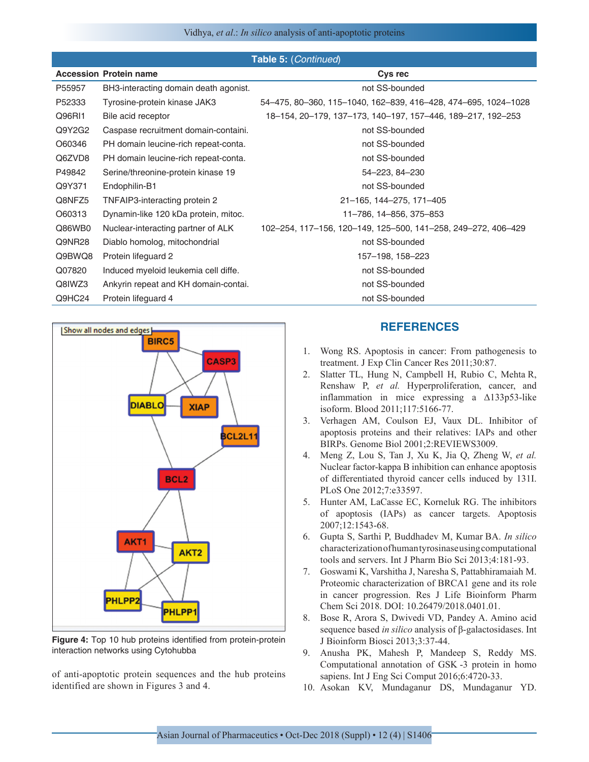**Table 5:** (*Continued*)

| Accession | Protein name | Cys rec |
|---|---|---|
| P55957 | BH3-interacting domain death agonist. | not SS-bounded |
| P52333 | Tyrosine-protein kinase JAK3 | 54–475, 80–360, 115–1040, 162–839, 416–428, 474–695, 1024–1028 |
| Q96RI1 | Bile acid receptor | 18–154, 20–179, 137–173, 140–197, 157–446, 189–217, 192–253 |
| Q9Y2G2 | Caspase recruitment domain-containi. | not SS-bounded |
| O60346 | PH domain leucine-rich repeat-conta. | not SS-bounded |
| Q6ZVD8 | PH domain leucine-rich repeat-conta. | not SS-bounded |
| P49842 | Serine/threonine-protein kinase 19 | 54–223, 84–230 |
| Q9Y371 | Endophilin-B1 | not SS-bounded |
| Q8NFZ5 | TNFAIP3-interacting protein 2 | 21–165, 144–275, 171–405 |
| O60313 | Dynamin-like 120 kDa protein, mitoc. | 11–786, 14–856, 375–853 |
| Q86WB0 | Nuclear-interacting partner of ALK | 102–254, 117–156, 120–149, 125–500, 141–258, 249–272, 406–429 |
| Q9NR28 | Diablo homolog, mitochondrial | not SS-bounded |
| Q9BWQ8 | Protein lifeguard 2 | 157–198, 158–223 |
| Q07820 | Induced myeloid leukemia cell diffe. | not SS-bounded |
| Q8IWZ3 | Ankyrin repeat and KH domain-contai. | not SS-bounded |
| Q9HC24 | Protein lifeguard 4 | not SS-bounded |

**Figure 4:** Top 10 hub proteins identified from protein-protein interaction networks using Cytohubba

of anti-apoptotic protein sequences and the hub proteins identified are shown in Figures 3 and 4.

## REFERENCES

1. Wong RS. Apoptosis in cancer: From pathogenesis to treatment. J Exp Clin Cancer Res 2011;30:87.
2. Slatter TL, Hung N, Campbell H, Rubio C, Mehta R, Renshaw P, *et al.* Hyperproliferation, cancer, and inflammation in mice expressing a Δ133p53-like isoform. Blood 2011;117:5166-77.
3. Verhagen AM, Coulson EJ, Vaux DL. Inhibitor of apoptosis proteins and their relatives: IAPs and other BIRPs. Genome Biol 2001;2:REVIEWS3009.
4. Meng Z, Lou S, Tan J, Xu K, Jia Q, Zheng W, *et al.* Nuclear factor-kappa B inhibition can enhance apoptosis of differentiated thyroid cancer cells induced by 131I. PLoS One 2012;7:e33597.
5. Hunter AM, LaCasse EC, Korneluk RG. The inhibitors of apoptosis (IAPs) as cancer targets. Apoptosis 2007;12:1543-68.
6. Gupta S, Sarthi P, Buddhadev M, Kumar BA. *In silico* characterization of human tyrosinase using computational tools and servers. Int J Pharm Bio Sci 2013;4:181-93.
7. Goswami K, Varshitha J, Naresha S, Pattabhiramaiah M. Proteomic characterization of BRCA1 gene and its role in cancer progression. Res J Life Bioinform Pharm Chem Sci 2018. DOI: 10.26479/2018.0401.01.
8. Bose R, Arora S, Dwivedi VD, Pandey A. Amino acid sequence based *in silico* analysis of β-galactosidases. Int J Bioinform Biosci 2013;3:37-44.
9. Anusha PK, Mahesh P, Mandeep S, Reddy MS. Computational annotation of GSK -3 protein in homo sapiens. Int J Eng Sci Comput 2016;6:4720-33.
10. Asokan KV, Mundaganur DS, Mundaganur YD.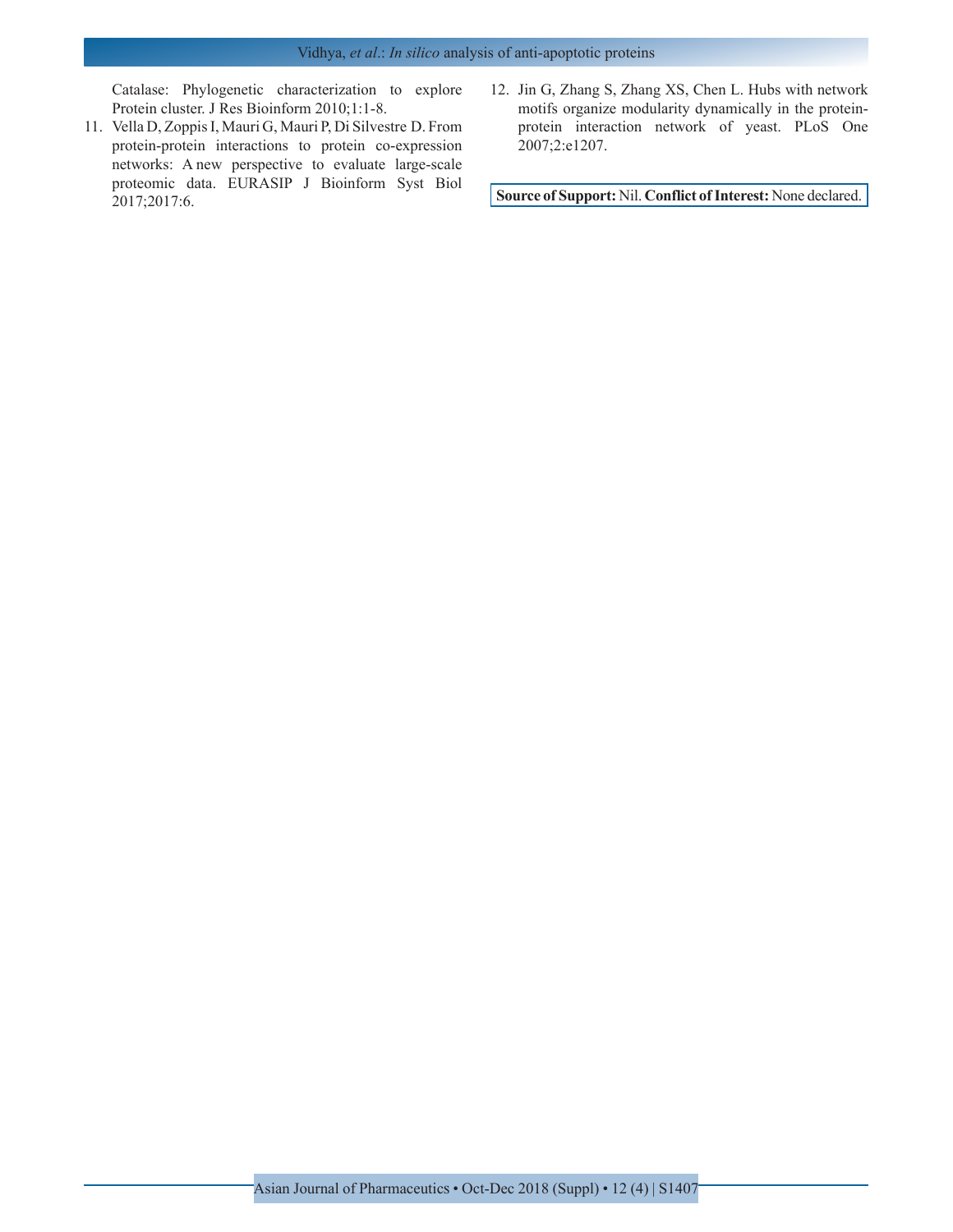Catalase: Phylogenetic characterization to explore Protein cluster. J Res Bioinform 2010;1:1-8.

11. Vella D, Zoppis I, Mauri G, Mauri P, Di Silvestre D. From protein-protein interactions to protein co-expression networks: A new perspective to evaluate large-scale proteomic data. EURASIP J Bioinform Syst Biol 2017;2017:6.
12. Jin G, Zhang S, Zhang XS, Chen L. Hubs with network motifs organize modularity dynamically in the protein-protein interaction network of yeast. PLoS One 2007;2:e1207.

**Source of Support:** Nil. **Conflict of Interest:** None declared.